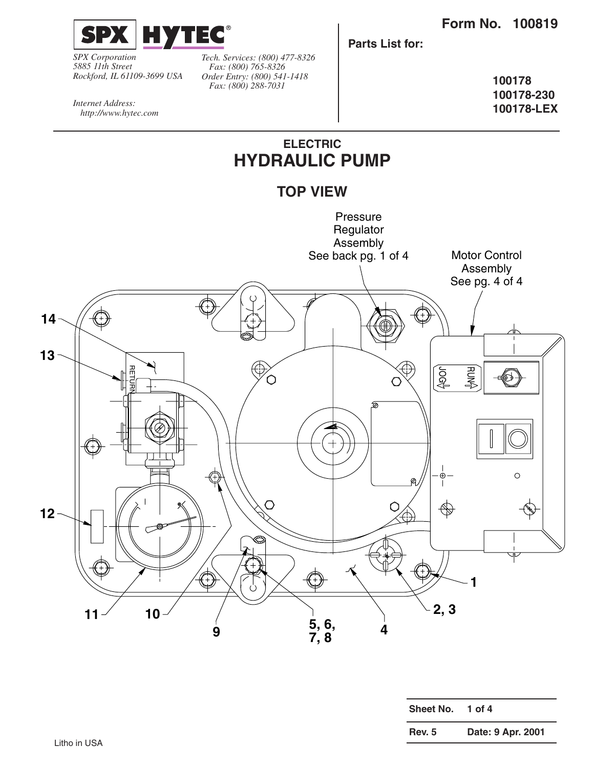**SPX HYTEC®**

*SPX Corporation*
*5885 11th Street*
*Rockford, IL 61109-3699 USA*

*Tech. Services: (800) 477-8326*
*Fax: (800) 765-8326*
*Order Entry: (800) 541-1418*
*Fax: (800) 288-7031*

*Internet Address:*
*http://www.hytec.com*

**Form No. 100819**

**Parts List for:**

**100178**
**100178-230**
**100178-LEX**

## ELECTRIC
# HYDRAULIC PUMP

## TOP VIEW

Pressure Regulator Assembly See back pg. 1 of 4

Motor Control Assembly See pg. 4 of 4

RETURN

JOG

RUN

14

13

12

11

10

9

5, 6, 7, 8

4

2, 3

1

| Sheet No. | 1 of 4 |
| --- | --- |
| Rev. 5 | Date: 9 Apr. 2001 |

Litho in USA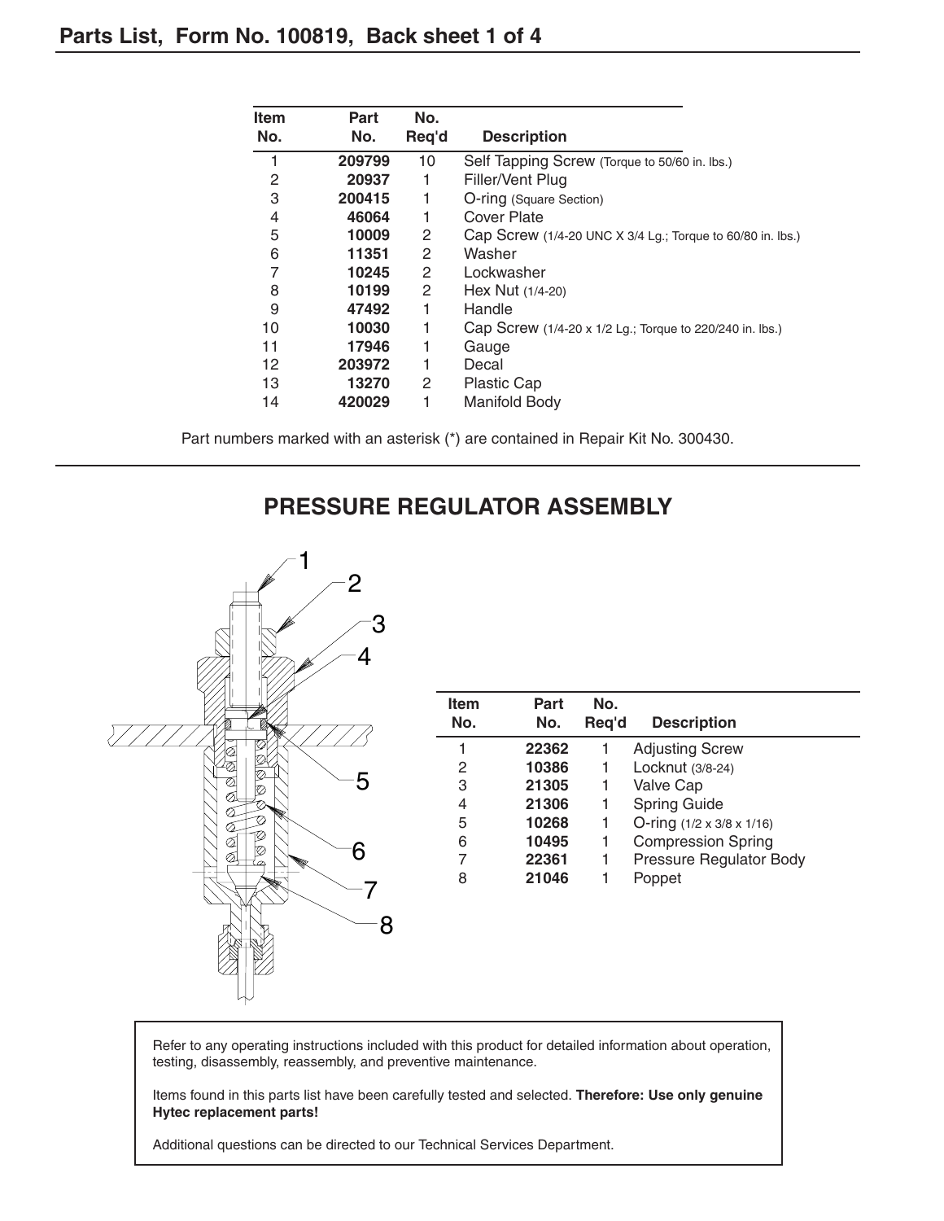## Parts List, Form No. 100819, Back sheet 1 of 4

| Item No. | Part No. | No. Req'd | Description |
|---|---|---|---|
| 1 | **209799** | 10 | Self Tapping Screw (Torque to 50/60 in. lbs.) |
| 2 | **20937** | 1 | Filler/Vent Plug |
| 3 | **200415** | 1 | O-ring (Square Section) |
| 4 | **46064** | 1 | Cover Plate |
| 5 | **10009** | 2 | Cap Screw (1/4-20 UNC X 3/4 Lg.; Torque to 60/80 in. lbs.) |
| 6 | **11351** | 2 | Washer |
| 7 | **10245** | 2 | Lockwasher |
| 8 | **10199** | 2 | Hex Nut (1/4-20) |
| 9 | **47492** | 1 | Handle |
| 10 | **10030** | 1 | Cap Screw (1/4-20 x 1/2 Lg.; Torque to 220/240 in. lbs.) |
| 11 | **17946** | 1 | Gauge |
| 12 | **203972** | 1 | Decal |
| 13 | **13270** | 2 | Plastic Cap |
| 14 | **420029** | 1 | Manifold Body |

Part numbers marked with an asterisk (*) are contained in Repair Kit No. 300430.

## PRESSURE REGULATOR ASSEMBLY

| Item No. | Part No. | No. Req'd | Description |
|---|---|---|---|
| 1 | **22362** | 1 | Adjusting Screw |
| 2 | **10386** | 1 | Locknut (3/8-24) |
| 3 | **21305** | 1 | Valve Cap |
| 4 | **21306** | 1 | Spring Guide |
| 5 | **10268** | 1 | O-ring (1/2 x 3/8 x 1/16) |
| 6 | **10495** | 1 | Compression Spring |
| 7 | **22361** | 1 | Pressure Regulator Body |
| 8 | **21046** | 1 | Poppet |

Refer to any operating instructions included with this product for detailed information about operation, testing, disassembly, reassembly, and preventive maintenance.

Items found in this parts list have been carefully tested and selected. **Therefore: Use only genuine Hytec replacement parts!**

Additional questions can be directed to our Technical Services Department.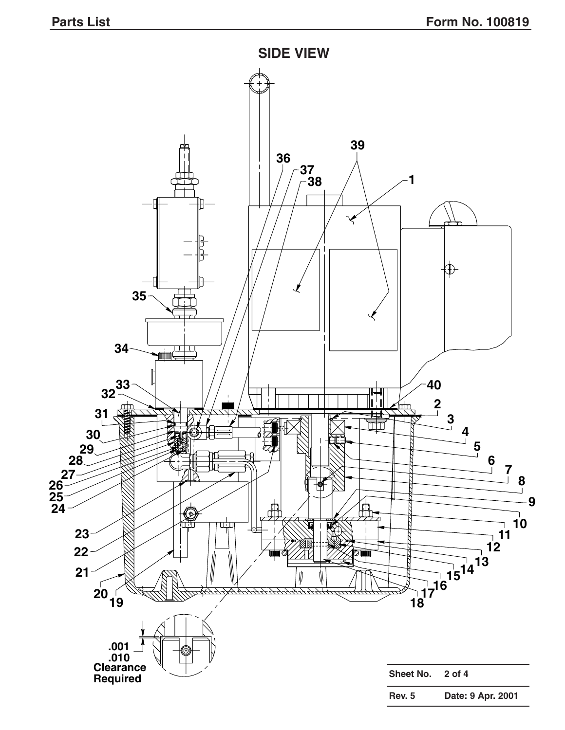## SIDE VIEW

.001
.010
Clearance
Required

| Sheet No. | 2 of 4 |
|---|---|
| Rev. 5 | Date: 9 Apr. 2001 |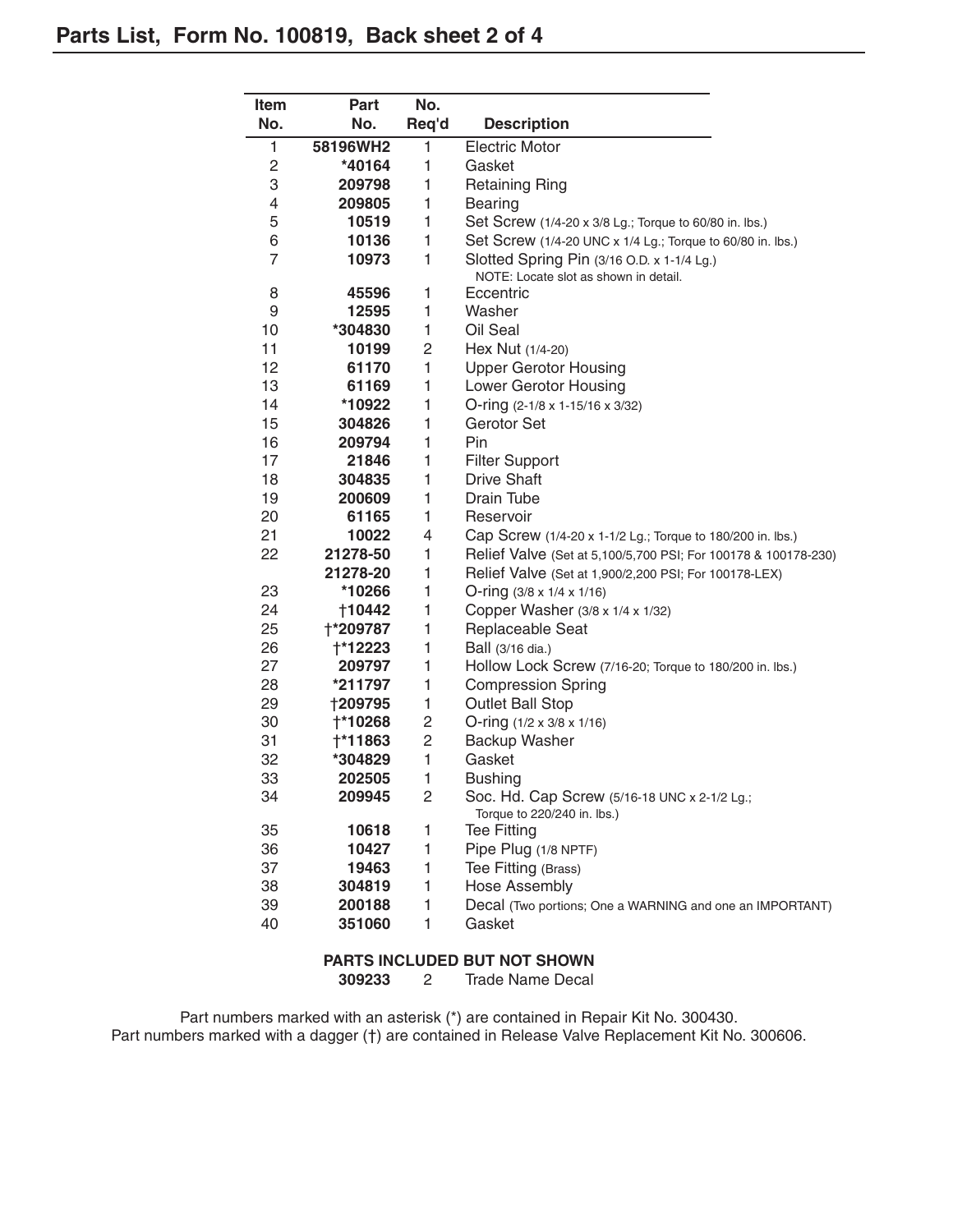## Parts List, Form No. 100819, Back sheet 2 of 4

| Item No. | Part No. | No. Req'd | Description |
|---|---|---|---|
| 1 | **58196WH2** | 1 | Electric Motor |
| 2 | ***40164** | 1 | Gasket |
| 3 | **209798** | 1 | Retaining Ring |
| 4 | **209805** | 1 | Bearing |
| 5 | **10519** | 1 | Set Screw (1/4-20 x 3/8 Lg.; Torque to 60/80 in. lbs.) |
| 6 | **10136** | 1 | Set Screw (1/4-20 UNC x 1/4 Lg.; Torque to 60/80 in. lbs.) |
| 7 | **10973** | 1 | Slotted Spring Pin (3/16 O.D. x 1-1/4 Lg.) NOTE: Locate slot as shown in detail. |
| 8 | **45596** | 1 | Eccentric |
| 9 | **12595** | 1 | Washer |
| 10 | ***304830** | 1 | Oil Seal |
| 11 | **10199** | 2 | Hex Nut (1/4-20) |
| 12 | **61170** | 1 | Upper Gerotor Housing |
| 13 | **61169** | 1 | Lower Gerotor Housing |
| 14 | ***10922** | 1 | O-ring (2-1/8 x 1-15/16 x 3/32) |
| 15 | **304826** | 1 | Gerotor Set |
| 16 | **209794** | 1 | Pin |
| 17 | **21846** | 1 | Filter Support |
| 18 | **304835** | 1 | Drive Shaft |
| 19 | **200609** | 1 | Drain Tube |
| 20 | **61165** | 1 | Reservoir |
| 21 | **10022** | 4 | Cap Screw (1/4-20 x 1-1/2 Lg.; Torque to 180/200 in. lbs.) |
| 22 | **21278-50** | 1 | Relief Valve (Set at 5,100/5,700 PSI; For 100178 & 100178-230) |
| | **21278-20** | 1 | Relief Valve (Set at 1,900/2,200 PSI; For 100178-LEX) |
| 23 | ***10266** | 1 | O-ring (3/8 x 1/4 x 1/16) |
| 24 | **†10442** | 1 | Copper Washer (3/8 x 1/4 x 1/32) |
| 25 | **†*209787** | 1 | Replaceable Seat |
| 26 | **†*12223** | 1 | Ball (3/16 dia.) |
| 27 | **209797** | 1 | Hollow Lock Screw (7/16-20; Torque to 180/200 in. lbs.) |
| 28 | ***211797** | 1 | Compression Spring |
| 29 | **†209795** | 1 | Outlet Ball Stop |
| 30 | **†*10268** | 2 | O-ring (1/2 x 3/8 x 1/16) |
| 31 | **†*11863** | 2 | Backup Washer |
| 32 | ***304829** | 1 | Gasket |
| 33 | **202505** | 1 | Bushing |
| 34 | **209945** | 2 | Soc. Hd. Cap Screw (5/16-18 UNC x 2-1/2 Lg.; Torque to 220/240 in. lbs.) |
| 35 | **10618** | 1 | Tee Fitting |
| 36 | **10427** | 1 | Pipe Plug (1/8 NPTF) |
| 37 | **19463** | 1 | Tee Fitting (Brass) |
| 38 | **304819** | 1 | Hose Assembly |
| 39 | **200188** | 1 | Decal (Two portions; One a WARNING and one an IMPORTANT) |
| 40 | **351060** | 1 | Gasket |

**PARTS INCLUDED BUT NOT SHOWN**

| Part No. | No. Req'd | Description |
|---|---|---|
| **309233** | 2 | Trade Name Decal |

Part numbers marked with an asterisk (*) are contained in Repair Kit No. 300430.
Part numbers marked with a dagger (†) are contained in Release Valve Replacement Kit No. 300606.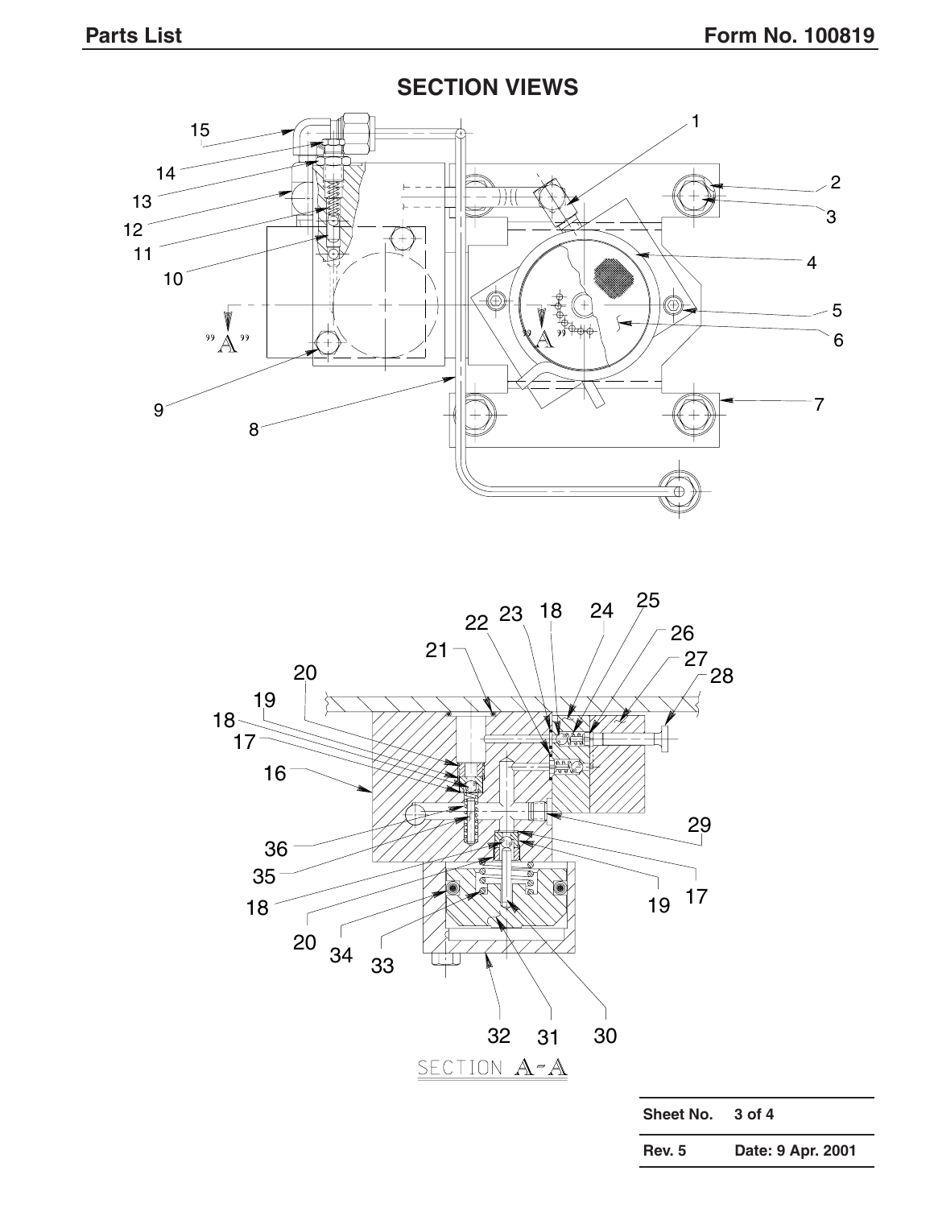## SECTION VIEWS

SECTION A-A

| Sheet No. | 3 of 4 |
| --- | --- |
| Rev. 5 | Date: 9 Apr. 2001 |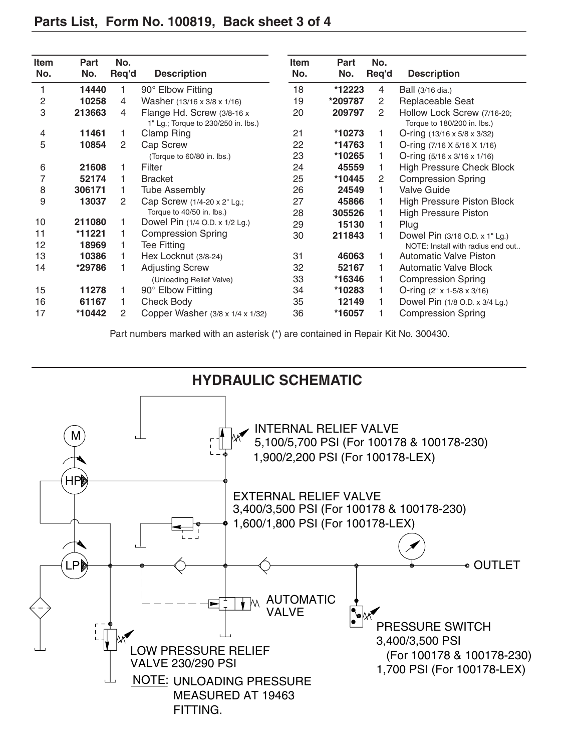## Parts List, Form No. 100819, Back sheet 3 of 4

| Item No. | Part No. | No. Req'd | Description |
|---|---|---|---|
| 1 | 14440 | 1 | 90° Elbow Fitting |
| 2 | 10258 | 4 | Washer (13/16 x 3/8 x 1/16) |
| 3 | 213663 | 4 | Flange Hd. Screw (3/8-16 x 1" Lg.; Torque to 230/250 in. lbs.) |
| 4 | 11461 | 1 | Clamp Ring |
| 5 | 10854 | 2 | Cap Screw (Torque to 60/80 in. lbs.) |
| 6 | 21608 | 1 | Filter |
| 7 | 52174 | 1 | Bracket |
| 8 | 306171 | 1 | Tube Assembly |
| 9 | 13037 | 2 | Cap Screw (1/4-20 x 2" Lg.; Torque to 40/50 in. lbs.) |
| 10 | 211080 | 1 | Dowel Pin (1/4 O.D. x 1/2 Lg.) |
| 11 | *11221 | 1 | Compression Spring |
| 12 | 18969 | 1 | Tee Fitting |
| 13 | 10386 | 1 | Hex Locknut (3/8-24) |
| 14 | *29786 | 1 | Adjusting Screw (Unloading Relief Valve) |
| 15 | 11278 | 1 | 90° Elbow Fitting |
| 16 | 61167 | 1 | Check Body |
| 17 | *10442 | 2 | Copper Washer (3/8 x 1/4 x 1/32) |
| 18 | *12223 | 4 | Ball (3/16 dia.) |
| 19 | *209787 | 2 | Replaceable Seat |
| 20 | 209797 | 2 | Hollow Lock Screw (7/16-20; Torque to 180/200 in. lbs.) |
| 21 | *10273 | 1 | O-ring (13/16 x 5/8 x 3/32) |
| 22 | *14763 | 1 | O-ring (7/16 X 5/16 X 1/16) |
| 23 | *10265 | 1 | O-ring (5/16 x 3/16 x 1/16) |
| 24 | 45559 | 1 | High Pressure Check Block |
| 25 | *10445 | 2 | Compression Spring |
| 26 | 24549 | 1 | Valve Guide |
| 27 | 45866 | 1 | High Pressure Piston Block |
| 28 | 305526 | 1 | High Pressure Piston |
| 29 | 15130 | 1 | Plug |
| 30 | 211843 | 1 | Dowel Pin (3/16 O.D. x 1" Lg.) NOTE: Install with radius end out.. |
| 31 | 46063 | 1 | Automatic Valve Piston |
| 32 | 52167 | 1 | Automatic Valve Block |
| 33 | *16346 | 1 | Compression Spring |
| 34 | *10283 | 1 | O-ring (2" x 1-5/8 x 3/16) |
| 35 | 12149 | 1 | Dowel Pin (1/8 O.D. x 3/4 Lg.) |
| 36 | *16057 | 1 | Compression Spring |

Part numbers marked with an asterisk (*) are contained in Repair Kit No. 300430.

## HYDRAULIC SCHEMATIC

M

HP

LP

INTERNAL RELIEF VALVE
5,100/5,700 PSI (For 100178 & 100178-230)
1,900/2,200 PSI (For 100178-LEX)

EXTERNAL RELIEF VALVE
3,400/3,500 PSI (For 100178 & 100178-230)
1,600/1,800 PSI (For 100178-LEX)

OUTLET

AUTOMATIC VALVE

PRESSURE SWITCH
3,400/3,500 PSI
(For 100178 & 100178-230)
1,700 PSI (For 100178-LEX)

LOW PRESSURE RELIEF VALVE 230/290 PSI

NOTE: UNLOADING PRESSURE MEASURED AT 19463 FITTING.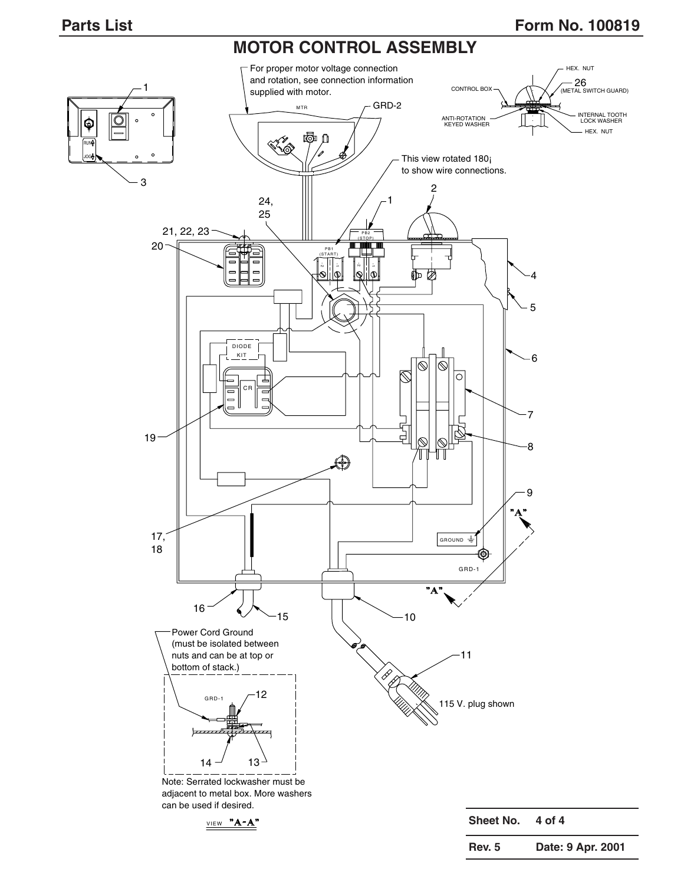## Parts List

## Form No. 100819

# MOTOR CONTROL ASSEMBLY

For proper motor voltage connection and rotation, see connection information supplied with motor.

MTR

GRD-2

This view rotated 180¡ to show wire connections.

CONTROL BOX

HEX. NUT

26 (METAL SWITCH GUARD)

ANTI-ROTATION KEYED WASHER

INTERNAL TOOTH LOCK WASHER

HEX. NUT

RUN

JOG

PB1 (START)

PB2 (STOP)

DIODE KIT

CR

GROUND

GRD-1

"A"

"A"

1, 2, 3, 4, 5, 6, 7, 8, 9, 10, 11, 15, 16, 17, 18, 19, 20, 21, 22, 23, 24, 25

115 V. plug shown

Power Cord Ground (must be isolated between nuts and can be at top or bottom of stack.)

GRD-1

12, 13, 14

Note: Serrated lockwasher must be adjacent to metal box. More washers can be used if desired.

VIEW "A-A"

| Sheet No. | 4 of 4 |
|---|---|
| Rev. 5 | Date: 9 Apr. 2001 |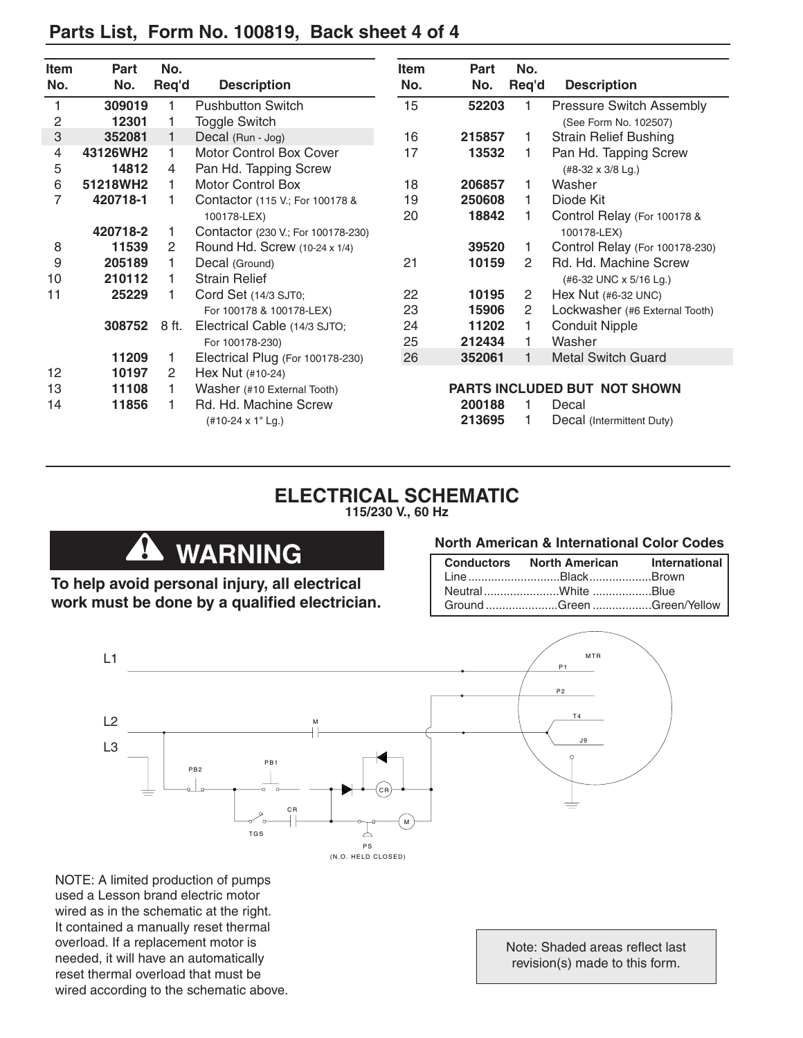## Parts List, Form No. 100819, Back sheet 4 of 4

| Item No. | Part No. | No. Req'd | Description |
|---|---|---|---|
| 1 | 309019 | 1 | Pushbutton Switch |
| 2 | 12301 | 1 | Toggle Switch |
| 3 | 352081 | 1 | Decal (Run - Jog) |
| 4 | 43126WH2 | 1 | Motor Control Box Cover |
| 5 | 14812 | 4 | Pan Hd. Tapping Screw |
| 6 | 51218WH2 | 1 | Motor Control Box |
| 7 | 420718-1 | 1 | Contactor (115 V.; For 100178 & 100178-LEX) |
| | 420718-2 | 1 | Contactor (230 V.; For 100178-230) |
| 8 | 11539 | 2 | Round Hd. Screw (10-24 x 1/4) |
| 9 | 205189 | 1 | Decal (Ground) |
| 10 | 210112 | 1 | Strain Relief |
| 11 | 25229 | 1 | Cord Set (14/3 SJT0; For 100178 & 100178-LEX) |
| | 308752 | 8 ft. | Electrical Cable (14/3 SJTO; For 100178-230) |
| | 11209 | 1 | Electrical Plug (For 100178-230) |
| 12 | 10197 | 2 | Hex Nut (#10-24) |
| 13 | 11108 | 1 | Washer (#10 External Tooth) |
| 14 | 11856 | 1 | Rd. Hd. Machine Screw (#10-24 x 1" Lg.) |
| 15 | 52203 | 1 | Pressure Switch Assembly (See Form No. 102507) |
| 16 | 215857 | 1 | Strain Relief Bushing |
| 17 | 13532 | 1 | Pan Hd. Tapping Screw (#8-32 x 3/8 Lg.) |
| 18 | 206857 | 1 | Washer |
| 19 | 250608 | 1 | Diode Kit |
| 20 | 18842 | 1 | Control Relay (For 100178 & 100178-LEX) |
| | 39520 | 1 | Control Relay (For 100178-230) |
| 21 | 10159 | 2 | Rd. Hd. Machine Screw (#6-32 UNC x 5/16 Lg.) |
| 22 | 10195 | 2 | Hex Nut (#6-32 UNC) |
| 23 | 15906 | 2 | Lockwasher (#6 External Tooth) |
| 24 | 11202 | 1 | Conduit Nipple |
| 25 | 212434 | 1 | Washer |
| 26 | 352061 | 1 | Metal Switch Guard |

**PARTS INCLUDED BUT NOT SHOWN**

| Part No. | No. Req'd | Description |
|---|---|---|
| 200188 | 1 | Decal |
| 213695 | 1 | Decal (Intermittent Duty) |

## ELECTRICAL SCHEMATIC

**115/230 V., 60 Hz**

### ⚠ WARNING

**To help avoid personal injury, all electrical work must be done by a qualified electrician.**

**North American & International Color Codes**

| Conductors | North American | International |
|---|---|---|
| Line | Black | Brown |
| Neutral | White | Blue |
| Ground | Green | Green/Yellow |

L1
L2
L3
MTR
P1
P2
T4
J9
M
PB1
PB2
CR
TGS
CR
M
PS
(N.O. HELD CLOSED)

NOTE: A limited production of pumps used a Lesson brand electric motor wired as in the schematic at the right. It contained a manually reset thermal overload. If a replacement motor is needed, it will have an automatically reset thermal overload that must be wired according to the schematic above.

Note: Shaded areas reflect last revision(s) made to this form.